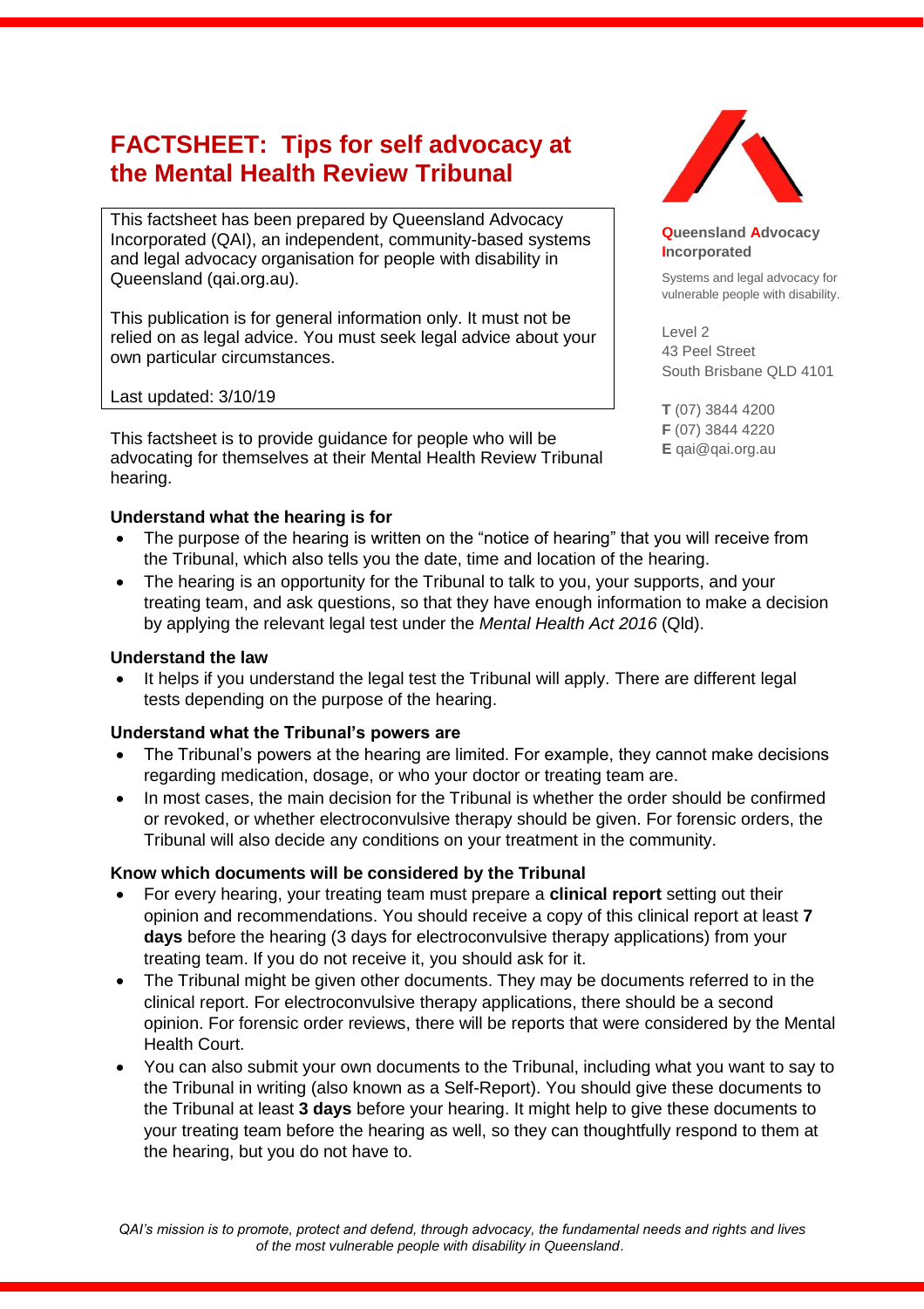# FACTSHEET: Tips for self advocacy at the Mental Health Review Tribunal

This factsheet has been prepared by Queensland Advocacy Incorporated (QAI), an independent, community-based systems and legal advocacy organisation for people with disability in Queensland (qai.org.au).

This publication is for general information only. It must not be relied on as legal advice. You must seek legal advice about your own particular circumstances.

Last updated: 3/10/19

**Queensland Advocacy Incorporated**

Systems and legal advocacy for vulnerable people with disability.

Level 2
43 Peel Street
South Brisbane QLD 4101

**T** (07) 3844 4200
**F** (07) 3844 4220
**E** qai@qai.org.au

This factsheet is to provide guidance for people who will be advocating for themselves at their Mental Health Review Tribunal hearing.

### Understand what the hearing is for

- The purpose of the hearing is written on the "notice of hearing" that you will receive from the Tribunal, which also tells you the date, time and location of the hearing.
- The hearing is an opportunity for the Tribunal to talk to you, your supports, and your treating team, and ask questions, so that they have enough information to make a decision by applying the relevant legal test under the *Mental Health Act 2016* (Qld).

### Understand the law

- It helps if you understand the legal test the Tribunal will apply. There are different legal tests depending on the purpose of the hearing.

### Understand what the Tribunal's powers are

- The Tribunal's powers at the hearing are limited. For example, they cannot make decisions regarding medication, dosage, or who your doctor or treating team are.
- In most cases, the main decision for the Tribunal is whether the order should be confirmed or revoked, or whether electroconvulsive therapy should be given. For forensic orders, the Tribunal will also decide any conditions on your treatment in the community.

### Know which documents will be considered by the Tribunal

- For every hearing, your treating team must prepare a **clinical report** setting out their opinion and recommendations. You should receive a copy of this clinical report at least **7 days** before the hearing (3 days for electroconvulsive therapy applications) from your treating team. If you do not receive it, you should ask for it.
- The Tribunal might be given other documents. They may be documents referred to in the clinical report. For electroconvulsive therapy applications, there should be a second opinion. For forensic order reviews, there will be reports that were considered by the Mental Health Court.
- You can also submit your own documents to the Tribunal, including what you want to say to the Tribunal in writing (also known as a Self-Report). You should give these documents to the Tribunal at least **3 days** before your hearing. It might help to give these documents to your treating team before the hearing as well, so they can thoughtfully respond to them at the hearing, but you do not have to.

*QAI's mission is to promote, protect and defend, through advocacy, the fundamental needs and rights and lives of the most vulnerable people with disability in Queensland.*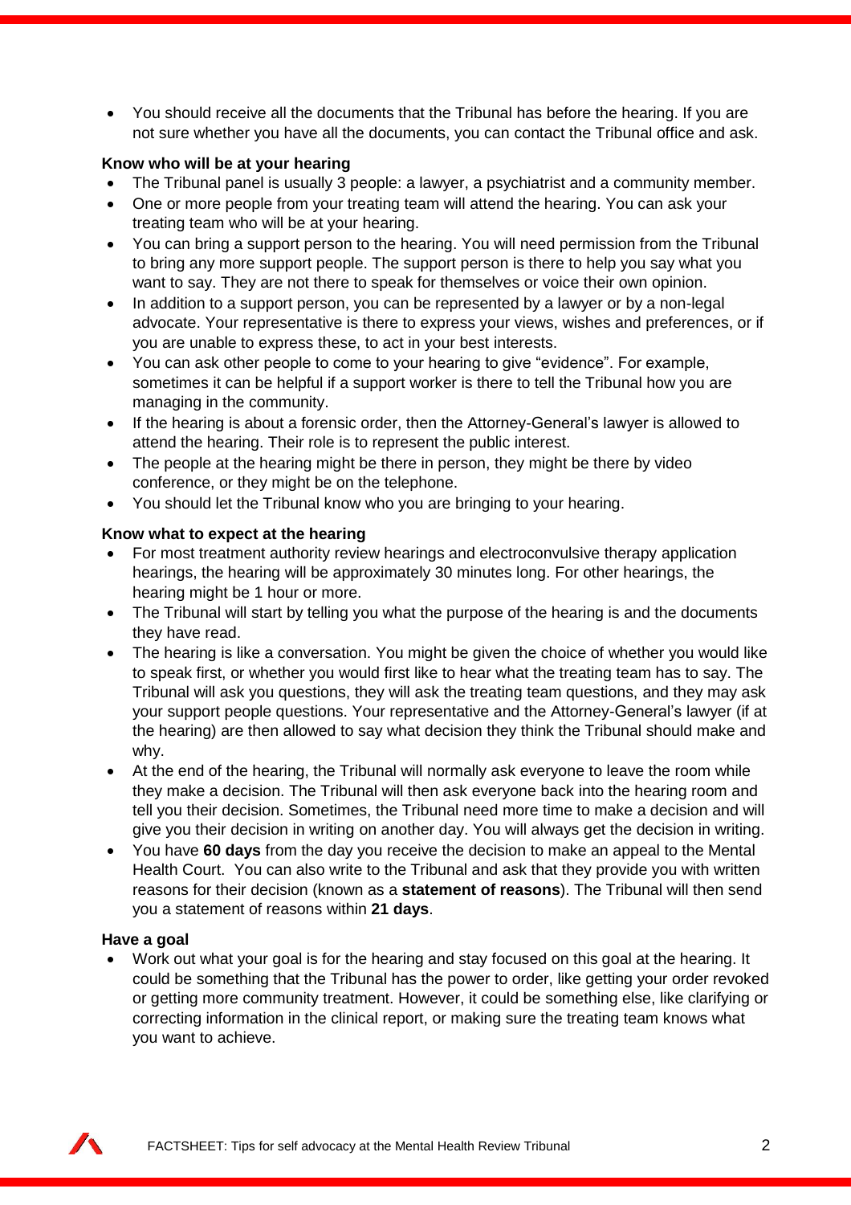- You should receive all the documents that the Tribunal has before the hearing. If you are not sure whether you have all the documents, you can contact the Tribunal office and ask.

**Know who will be at your hearing**

- The Tribunal panel is usually 3 people: a lawyer, a psychiatrist and a community member.
- One or more people from your treating team will attend the hearing. You can ask your treating team who will be at your hearing.
- You can bring a support person to the hearing. You will need permission from the Tribunal to bring any more support people. The support person is there to help you say what you want to say. They are not there to speak for themselves or voice their own opinion.
- In addition to a support person, you can be represented by a lawyer or by a non-legal advocate. Your representative is there to express your views, wishes and preferences, or if you are unable to express these, to act in your best interests.
- You can ask other people to come to your hearing to give "evidence". For example, sometimes it can be helpful if a support worker is there to tell the Tribunal how you are managing in the community.
- If the hearing is about a forensic order, then the Attorney-General's lawyer is allowed to attend the hearing. Their role is to represent the public interest.
- The people at the hearing might be there in person, they might be there by video conference, or they might be on the telephone.
- You should let the Tribunal know who you are bringing to your hearing.

**Know what to expect at the hearing**

- For most treatment authority review hearings and electroconvulsive therapy application hearings, the hearing will be approximately 30 minutes long. For other hearings, the hearing might be 1 hour or more.
- The Tribunal will start by telling you what the purpose of the hearing is and the documents they have read.
- The hearing is like a conversation. You might be given the choice of whether you would like to speak first, or whether you would first like to hear what the treating team has to say. The Tribunal will ask you questions, they will ask the treating team questions, and they may ask your support people questions. Your representative and the Attorney-General's lawyer (if at the hearing) are then allowed to say what decision they think the Tribunal should make and why.
- At the end of the hearing, the Tribunal will normally ask everyone to leave the room while they make a decision. The Tribunal will then ask everyone back into the hearing room and tell you their decision. Sometimes, the Tribunal need more time to make a decision and will give you their decision in writing on another day. You will always get the decision in writing.
- You have **60 days** from the day you receive the decision to make an appeal to the Mental Health Court. You can also write to the Tribunal and ask that they provide you with written reasons for their decision (known as a **statement of reasons**). The Tribunal will then send you a statement of reasons within **21 days**.

**Have a goal**

- Work out what your goal is for the hearing and stay focused on this goal at the hearing. It could be something that the Tribunal has the power to order, like getting your order revoked or getting more community treatment. However, it could be something else, like clarifying or correcting information in the clinical report, or making sure the treating team knows what you want to achieve.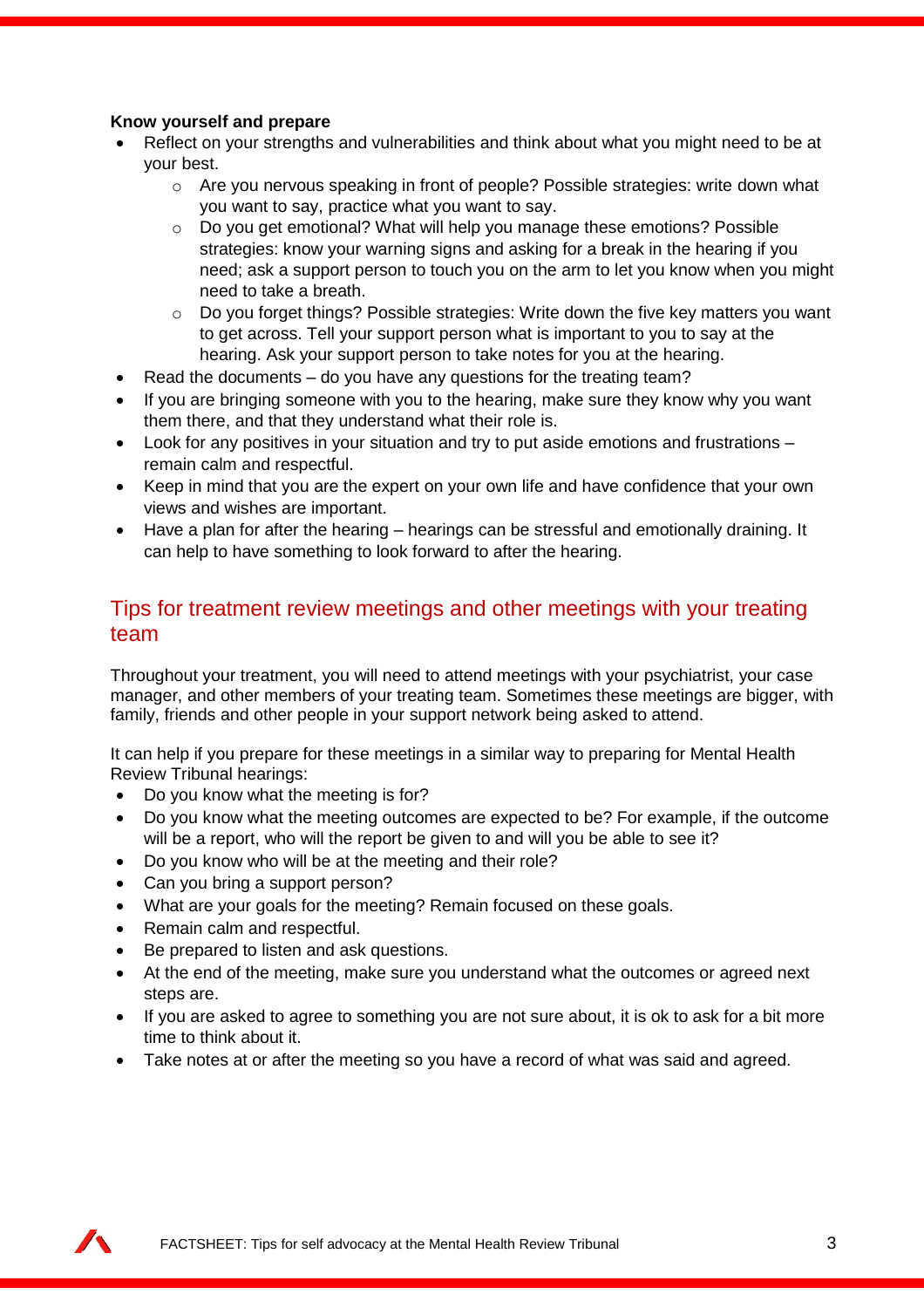**Know yourself and prepare**

- Reflect on your strengths and vulnerabilities and think about what you might need to be at your best.
    - Are you nervous speaking in front of people? Possible strategies: write down what you want to say, practice what you want to say.
    - Do you get emotional? What will help you manage these emotions? Possible strategies: know your warning signs and asking for a break in the hearing if you need; ask a support person to touch you on the arm to let you know when you might need to take a breath.
    - Do you forget things? Possible strategies: Write down the five key matters you want to get across. Tell your support person what is important to you to say at the hearing. Ask your support person to take notes for you at the hearing.
- Read the documents – do you have any questions for the treating team?
- If you are bringing someone with you to the hearing, make sure they know why you want them there, and that they understand what their role is.
- Look for any positives in your situation and try to put aside emotions and frustrations – remain calm and respectful.
- Keep in mind that you are the expert on your own life and have confidence that your own views and wishes are important.
- Have a plan for after the hearing – hearings can be stressful and emotionally draining. It can help to have something to look forward to after the hearing.

## Tips for treatment review meetings and other meetings with your treating team

Throughout your treatment, you will need to attend meetings with your psychiatrist, your case manager, and other members of your treating team. Sometimes these meetings are bigger, with family, friends and other people in your support network being asked to attend.

It can help if you prepare for these meetings in a similar way to preparing for Mental Health Review Tribunal hearings:

- Do you know what the meeting is for?
- Do you know what the meeting outcomes are expected to be? For example, if the outcome will be a report, who will the report be given to and will you be able to see it?
- Do you know who will be at the meeting and their role?
- Can you bring a support person?
- What are your goals for the meeting? Remain focused on these goals.
- Remain calm and respectful.
- Be prepared to listen and ask questions.
- At the end of the meeting, make sure you understand what the outcomes or agreed next steps are.
- If you are asked to agree to something you are not sure about, it is ok to ask for a bit more time to think about it.
- Take notes at or after the meeting so you have a record of what was said and agreed.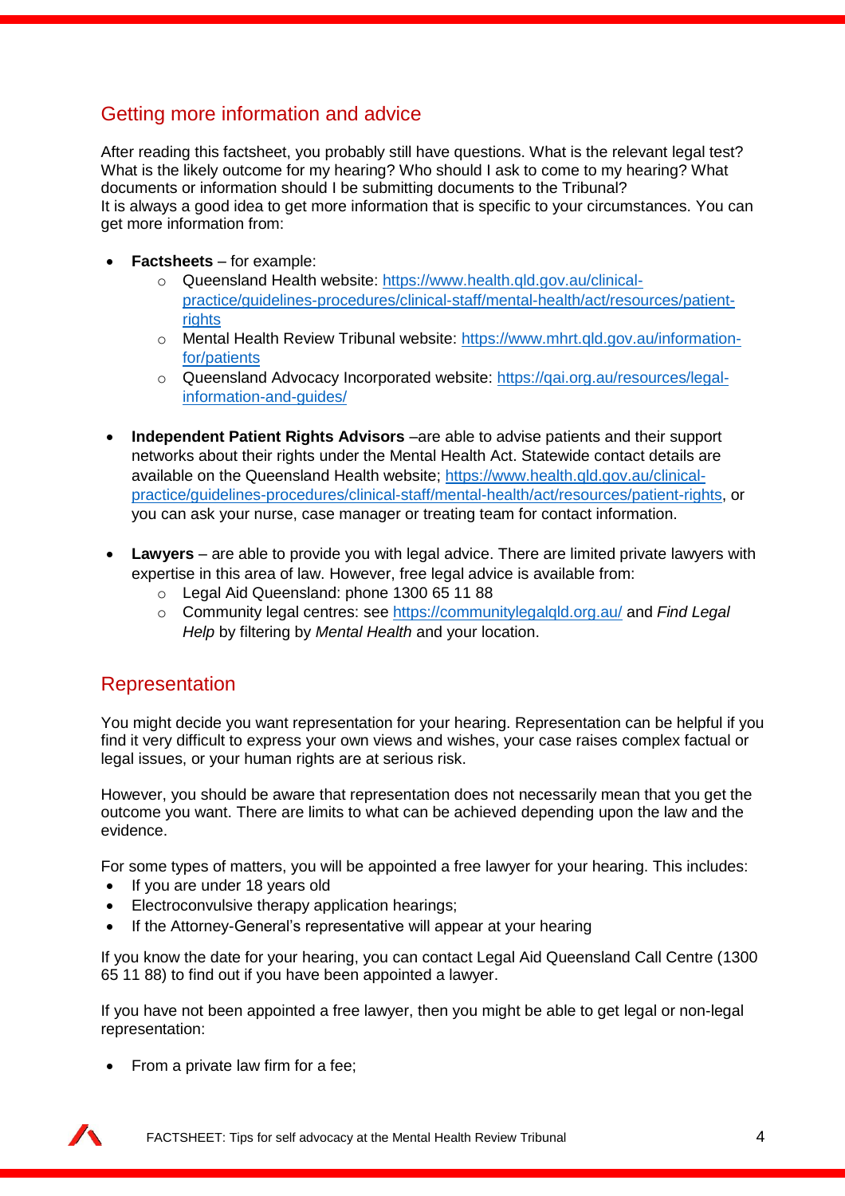## Getting more information and advice

After reading this factsheet, you probably still have questions. What is the relevant legal test? What is the likely outcome for my hearing? Who should I ask to come to my hearing? What documents or information should I be submitting documents to the Tribunal?
It is always a good idea to get more information that is specific to your circumstances. You can get more information from:

- **Factsheets** – for example:
  - Queensland Health website: https://www.health.qld.gov.au/clinical-practice/guidelines-procedures/clinical-staff/mental-health/act/resources/patient-rights
  - Mental Health Review Tribunal website: https://www.mhrt.qld.gov.au/information-for/patients
  - Queensland Advocacy Incorporated website: https://qai.org.au/resources/legal-information-and-guides/

- **Independent Patient Rights Advisors** –are able to advise patients and their support networks about their rights under the Mental Health Act. Statewide contact details are available on the Queensland Health website; https://www.health.qld.gov.au/clinical-practice/guidelines-procedures/clinical-staff/mental-health/act/resources/patient-rights, or you can ask your nurse, case manager or treating team for contact information.

- **Lawyers** – are able to provide you with legal advice. There are limited private lawyers with expertise in this area of law. However, free legal advice is available from:
  - Legal Aid Queensland: phone 1300 65 11 88
  - Community legal centres: see https://communitylegalqld.org.au/ and *Find Legal Help* by filtering by *Mental Health* and your location.

## Representation

You might decide you want representation for your hearing. Representation can be helpful if you find it very difficult to express your own views and wishes, your case raises complex factual or legal issues, or your human rights are at serious risk.

However, you should be aware that representation does not necessarily mean that you get the outcome you want. There are limits to what can be achieved depending upon the law and the evidence.

For some types of matters, you will be appointed a free lawyer for your hearing. This includes:
- If you are under 18 years old
- Electroconvulsive therapy application hearings;
- If the Attorney-General's representative will appear at your hearing

If you know the date for your hearing, you can contact Legal Aid Queensland Call Centre (1300 65 11 88) to find out if you have been appointed a lawyer.

If you have not been appointed a free lawyer, then you might be able to get legal or non-legal representation:

- From a private law firm for a fee;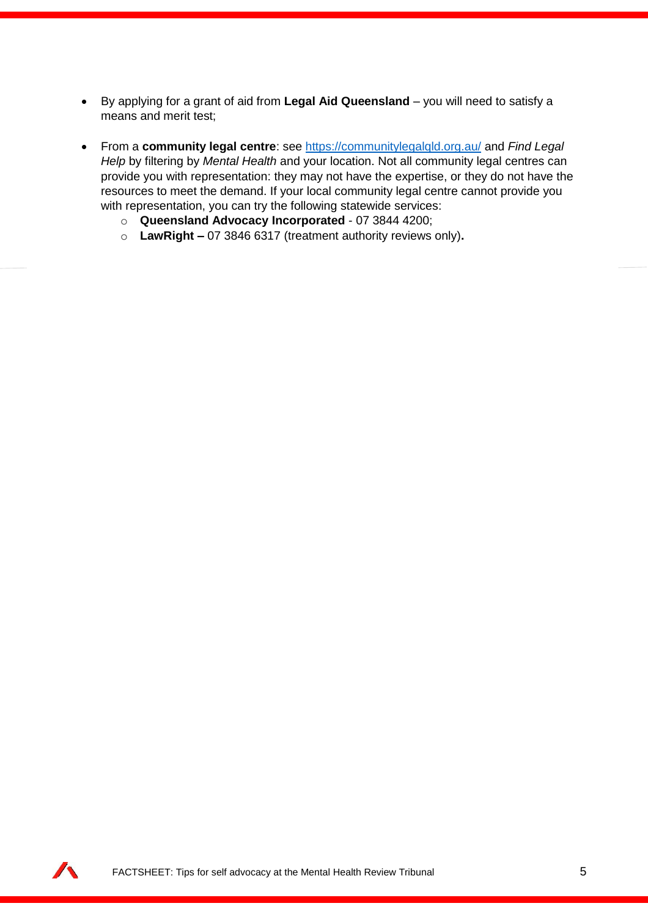- By applying for a grant of aid from **Legal Aid Queensland** – you will need to satisfy a means and merit test;

- From a **community legal centre**: see https://communitylegalqld.org.au/ and *Find Legal Help* by filtering by *Mental Health* and your location. Not all community legal centres can provide you with representation: they may not have the expertise, or they do not have the resources to meet the demand. If your local community legal centre cannot provide you with representation, you can try the following statewide services:
  - **Queensland Advocacy Incorporated** - 07 3844 4200;
  - **LawRight –** 07 3846 6317 (treatment authority reviews only)**.**